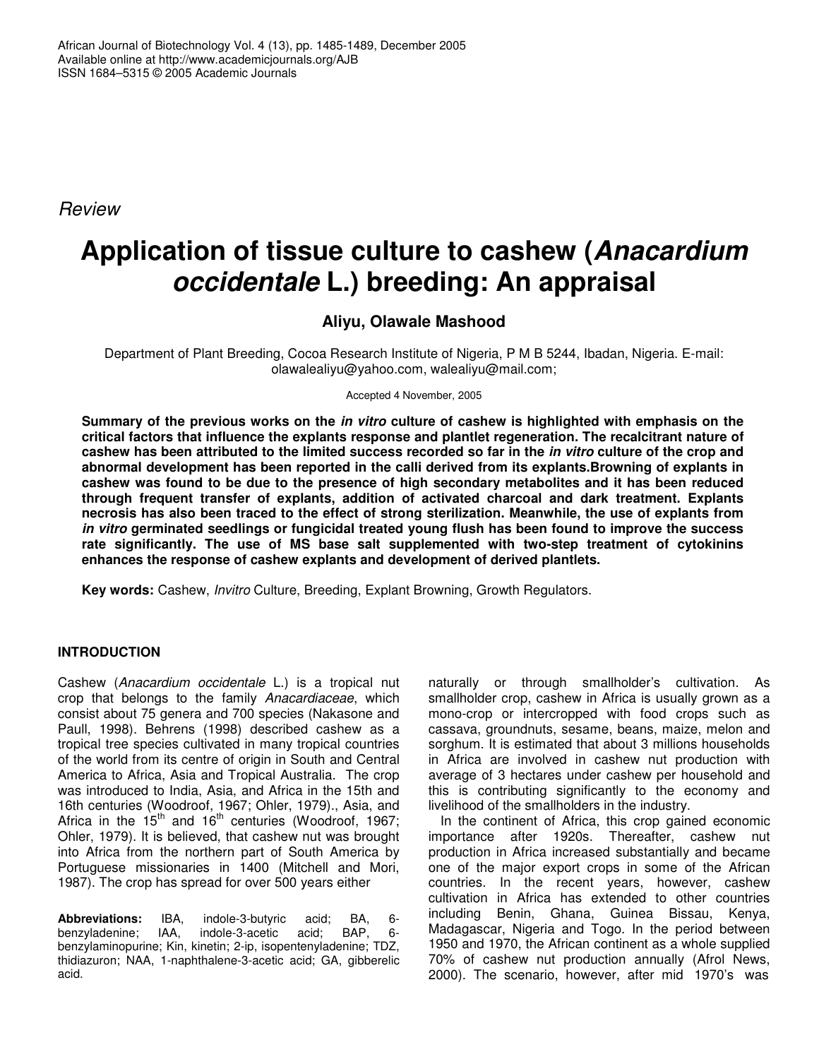African Journal of Biotechnology Vol. 4 (13), pp. 1485-1489, December 2005
Available online at http://www.academicjournals.org/AJB
ISSN 1684–5315 © 2005 Academic Journals

*Review*

# Application of tissue culture to cashew (*Anacardium occidentale* L.) breeding: An appraisal

**Aliyu, Olawale Mashood**

Department of Plant Breeding, Cocoa Research Institute of Nigeria, P M B 5244, Ibadan, Nigeria. E-mail: olawalealiyu@yahoo.com, walealiyu@mail.com;

Accepted 4 November, 2005

**Summary of the previous works on the *in vitro* culture of cashew is highlighted with emphasis on the critical factors that influence the explants response and plantlet regeneration. The recalcitrant nature of cashew has been attributed to the limited success recorded so far in the *in vitro* culture of the crop and abnormal development has been reported in the calli derived from its explants.Browning of explants in cashew was found to be due to the presence of high secondary metabolites and it has been reduced through frequent transfer of explants, addition of activated charcoal and dark treatment. Explants necrosis has also been traced to the effect of strong sterilization. Meanwhile, the use of explants from *in vitro* germinated seedlings or fungicidal treated young flush has been found to improve the success rate significantly. The use of MS base salt supplemented with two-step treatment of cytokinins enhances the response of cashew explants and development of derived plantlets.**

**Key words:** Cashew, *Invitro* Culture, Breeding, Explant Browning, Growth Regulators.

## INTRODUCTION

Cashew (*Anacardium occidentale* L.) is a tropical nut crop that belongs to the family *Anacardiaceae*, which consist about 75 genera and 700 species (Nakasone and Paull, 1998). Behrens (1998) described cashew as a tropical tree species cultivated in many tropical countries of the world from its centre of origin in South and Central America to Africa, Asia and Tropical Australia. The crop was introduced to India, Asia, and Africa in the 15th and 16th centuries (Woodroof, 1967; Ohler, 1979)., Asia, and Africa in the 15th and 16th centuries (Woodroof, 1967; Ohler, 1979). It is believed, that cashew nut was brought into Africa from the northern part of South America by Portuguese missionaries in 1400 (Mitchell and Mori, 1987). The crop has spread for over 500 years either naturally or through smallholder's cultivation. As smallholder crop, cashew in Africa is usually grown as a mono-crop or intercropped with food crops such as cassava, groundnuts, sesame, beans, maize, melon and sorghum. It is estimated that about 3 millions households in Africa are involved in cashew nut production with average of 3 hectares under cashew per household and this is contributing significantly to the economy and livelihood of the smallholders in the industry.

In the continent of Africa, this crop gained economic importance after 1920s. Thereafter, cashew nut production in Africa increased substantially and became one of the major export crops in some of the African countries. In the recent years, however, cashew cultivation in Africa has extended to other countries including Benin, Ghana, Guinea Bissau, Kenya, Madagascar, Nigeria and Togo. In the period between 1950 and 1970, the African continent as a whole supplied 70% of cashew nut production annually (Afrol News, 2000). The scenario, however, after mid 1970's was

**Abbreviations:** IBA, indole-3-butyric acid; BA, 6-benzyladenine; IAA, indole-3-acetic acid; BAP, 6-benzylaminopurine; Kin, kinetin; 2-ip, isopentenyladenine; TDZ, thidiazuron; NAA, 1-naphthalene-3-acetic acid; GA, gibberelic acid.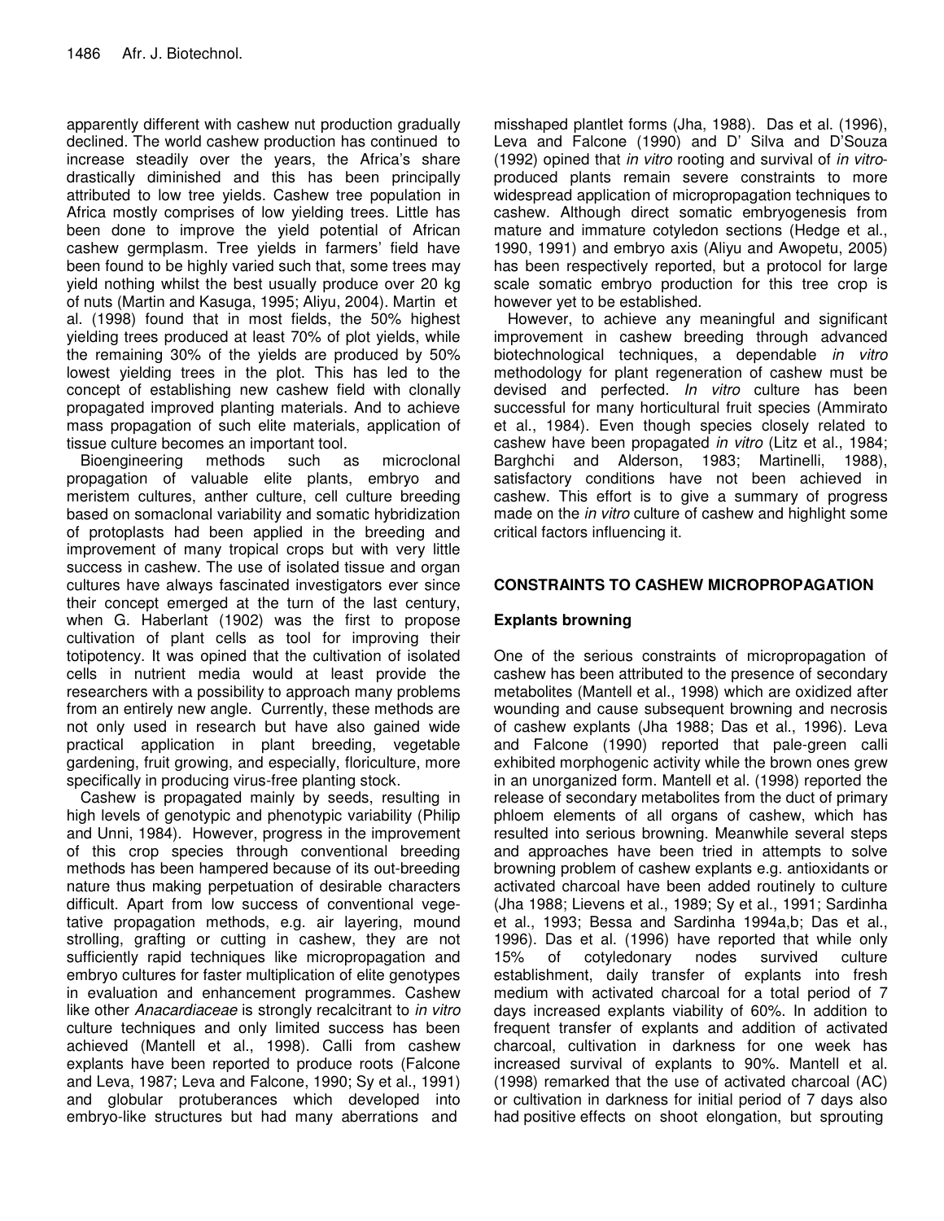apparently different with cashew nut production gradually declined. The world cashew production has continued to increase steadily over the years, the Africa's share drastically diminished and this has been principally attributed to low tree yields. Cashew tree population in Africa mostly comprises of low yielding trees. Little has been done to improve the yield potential of African cashew germplasm. Tree yields in farmers' field have been found to be highly varied such that, some trees may yield nothing whilst the best usually produce over 20 kg of nuts (Martin and Kasuga, 1995; Aliyu, 2004). Martin et al. (1998) found that in most fields, the 50% highest yielding trees produced at least 70% of plot yields, while the remaining 30% of the yields are produced by 50% lowest yielding trees in the plot. This has led to the concept of establishing new cashew field with clonally propagated improved planting materials. And to achieve mass propagation of such elite materials, application of tissue culture becomes an important tool.

Bioengineering methods such as microclonal propagation of valuable elite plants, embryo and meristem cultures, anther culture, cell culture breeding based on somaclonal variability and somatic hybridization of protoplasts had been applied in the breeding and improvement of many tropical crops but with very little success in cashew. The use of isolated tissue and organ cultures have always fascinated investigators ever since their concept emerged at the turn of the last century, when G. Haberlant (1902) was the first to propose cultivation of plant cells as tool for improving their totipotency. It was opined that the cultivation of isolated cells in nutrient media would at least provide the researchers with a possibility to approach many problems from an entirely new angle. Currently, these methods are not only used in research but have also gained wide practical application in plant breeding, vegetable gardening, fruit growing, and especially, floriculture, more specifically in producing virus-free planting stock.

Cashew is propagated mainly by seeds, resulting in high levels of genotypic and phenotypic variability (Philip and Unni, 1984). However, progress in the improvement of this crop species through conventional breeding methods has been hampered because of its out-breeding nature thus making perpetuation of desirable characters difficult. Apart from low success of conventional vegetative propagation methods, e.g. air layering, mound strolling, grafting or cutting in cashew, they are not sufficiently rapid techniques like micropropagation and embryo cultures for faster multiplication of elite genotypes in evaluation and enhancement programmes. Cashew like other *Anacardiaceae* is strongly recalcitrant to *in vitro* culture techniques and only limited success has been achieved (Mantell et al., 1998). Calli from cashew explants have been reported to produce roots (Falcone and Leva, 1987; Leva and Falcone, 1990; Sy et al., 1991) and globular protuberances which developed into embryo-like structures but had many aberrations and misshaped plantlet forms (Jha, 1988). Das et al. (1996), Leva and Falcone (1990) and D' Silva and D'Souza (1992) opined that *in vitro* rooting and survival of *in vitro*-produced plants remain severe constraints to more widespread application of micropropagation techniques to cashew. Although direct somatic embryogenesis from mature and immature cotyledon sections (Hedge et al., 1990, 1991) and embryo axis (Aliyu and Awopetu, 2005) has been respectively reported, but a protocol for large scale somatic embryo production for this tree crop is however yet to be established.

However, to achieve any meaningful and significant improvement in cashew breeding through advanced biotechnological techniques, a dependable *in vitro* methodology for plant regeneration of cashew must be devised and perfected. *In vitro* culture has been successful for many horticultural fruit species (Ammirato et al., 1984). Even though species closely related to cashew have been propagated *in vitro* (Litz et al., 1984; Barghchi and Alderson, 1983; Martinelli, 1988), satisfactory conditions have not been achieved in cashew. This effort is to give a summary of progress made on the *in vitro* culture of cashew and highlight some critical factors influencing it.

## CONSTRAINTS TO CASHEW MICROPROPAGATION

### Explants browning

One of the serious constraints of micropropagation of cashew has been attributed to the presence of secondary metabolites (Mantell et al., 1998) which are oxidized after wounding and cause subsequent browning and necrosis of cashew explants (Jha 1988; Das et al., 1996). Leva and Falcone (1990) reported that pale-green calli exhibited morphogenic activity while the brown ones grew in an unorganized form. Mantell et al. (1998) reported the release of secondary metabolites from the duct of primary phloem elements of all organs of cashew, which has resulted into serious browning. Meanwhile several steps and approaches have been tried in attempts to solve browning problem of cashew explants e.g. antioxidants or activated charcoal have been added routinely to culture (Jha 1988; Lievens et al., 1989; Sy et al., 1991; Sardinha et al., 1993; Bessa and Sardinha 1994a,b; Das et al., 1996). Das et al. (1996) have reported that while only 15% of cotyledonary nodes survived culture establishment, daily transfer of explants into fresh medium with activated charcoal for a total period of 7 days increased explants viability of 60%. In addition to frequent transfer of explants and addition of activated charcoal, cultivation in darkness for one week has increased survival of explants to 90%. Mantell et al. (1998) remarked that the use of activated charcoal (AC) or cultivation in darkness for initial period of 7 days also had positive effects on shoot elongation, but sprouting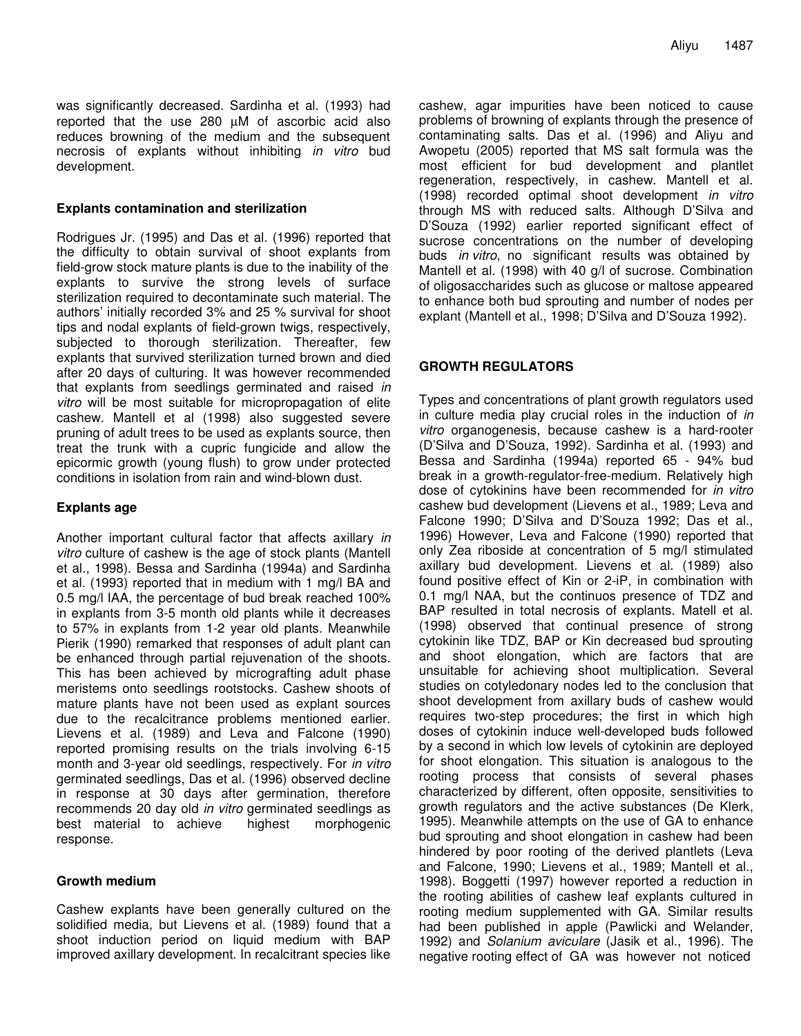was significantly decreased. Sardinha et al. (1993) had reported that the use 280 µM of ascorbic acid also reduces browning of the medium and the subsequent necrosis of explants without inhibiting *in vitro* bud development.

### Explants contamination and sterilization

Rodrigues Jr. (1995) and Das et al. (1996) reported that the difficulty to obtain survival of shoot explants from field-grow stock mature plants is due to the inability of the explants to survive the strong levels of surface sterilization required to decontaminate such material. The authors' initially recorded 3% and 25 % survival for shoot tips and nodal explants of field-grown twigs, respectively, subjected to thorough sterilization. Thereafter, few explants that survived sterilization turned brown and died after 20 days of culturing. It was however recommended that explants from seedlings germinated and raised *in vitro* will be most suitable for micropropagation of elite cashew. Mantell et al (1998) also suggested severe pruning of adult trees to be used as explants source, then treat the trunk with a cupric fungicide and allow the epicormic growth (young flush) to grow under protected conditions in isolation from rain and wind-blown dust.

### Explants age

Another important cultural factor that affects axillary *in vitro* culture of cashew is the age of stock plants (Mantell et al., 1998). Bessa and Sardinha (1994a) and Sardinha et al. (1993) reported that in medium with 1 mg/l BA and 0.5 mg/l IAA, the percentage of bud break reached 100% in explants from 3-5 month old plants while it decreases to 57% in explants from 1-2 year old plants. Meanwhile Pierik (1990) remarked that responses of adult plant can be enhanced through partial rejuvenation of the shoots. This has been achieved by micrografting adult phase meristems onto seedlings rootstocks. Cashew shoots of mature plants have not been used as explant sources due to the recalcitrance problems mentioned earlier. Lievens et al. (1989) and Leva and Falcone (1990) reported promising results on the trials involving 6-15 month and 3-year old seedlings, respectively. For *in vitro* germinated seedlings, Das et al. (1996) observed decline in response at 30 days after germination, therefore recommends 20 day old *in vitro* germinated seedlings as best material to achieve highest morphogenic response.

### Growth medium

Cashew explants have been generally cultured on the solidified media, but Lievens et al. (1989) found that a shoot induction period on liquid medium with BAP improved axillary development. In recalcitrant species like cashew, agar impurities have been noticed to cause problems of browning of explants through the presence of contaminating salts. Das et al. (1996) and Aliyu and Awopetu (2005) reported that MS salt formula was the most efficient for bud development and plantlet regeneration, respectively, in cashew. Mantell et al. (1998) recorded optimal shoot development *in vitro* through MS with reduced salts. Although D'Silva and D'Souza (1992) earlier reported significant effect of sucrose concentrations on the number of developing buds *in vitro*, no significant results was obtained by Mantell et al. (1998) with 40 g/l of sucrose. Combination of oligosaccharides such as glucose or maltose appeared to enhance both bud sprouting and number of nodes per explant (Mantell et al., 1998; D'Silva and D'Souza 1992).

## GROWTH REGULATORS

Types and concentrations of plant growth regulators used in culture media play crucial roles in the induction of *in vitro* organogenesis, because cashew is a hard-rooter (D'Silva and D'Souza, 1992). Sardinha et al. (1993) and Bessa and Sardinha (1994a) reported 65 - 94% bud break in a growth-regulator-free-medium. Relatively high dose of cytokinins have been recommended for *in vitro* cashew bud development (Lievens et al., 1989; Leva and Falcone 1990; D'Silva and D'Souza 1992; Das et al., 1996) However, Leva and Falcone (1990) reported that only Zea riboside at concentration of 5 mg/l stimulated axillary bud development. Lievens et al. (1989) also found positive effect of Kin or 2-iP, in combination with 0.1 mg/l NAA, but the continuos presence of TDZ and BAP resulted in total necrosis of explants. Matell et al. (1998) observed that continual presence of strong cytokinin like TDZ, BAP or Kin decreased bud sprouting and shoot elongation, which are factors that are unsuitable for achieving shoot multiplication. Several studies on cotyledonary nodes led to the conclusion that shoot development from axillary buds of cashew would requires two-step procedures; the first in which high doses of cytokinin induce well-developed buds followed by a second in which low levels of cytokinin are deployed for shoot elongation. This situation is analogous to the rooting process that consists of several phases characterized by different, often opposite, sensitivities to growth regulators and the active substances (De Klerk, 1995). Meanwhile attempts on the use of GA to enhance bud sprouting and shoot elongation in cashew had been hindered by poor rooting of the derived plantlets (Leva and Falcone, 1990; Lievens et al., 1989; Mantell et al., 1998). Boggetti (1997) however reported a reduction in the rooting abilities of cashew leaf explants cultured in rooting medium supplemented with GA. Similar results had been published in apple (Pawlicki and Welander, 1992) and *Solanium aviculare* (Jasik et al., 1996). The negative rooting effect of GA was however not noticed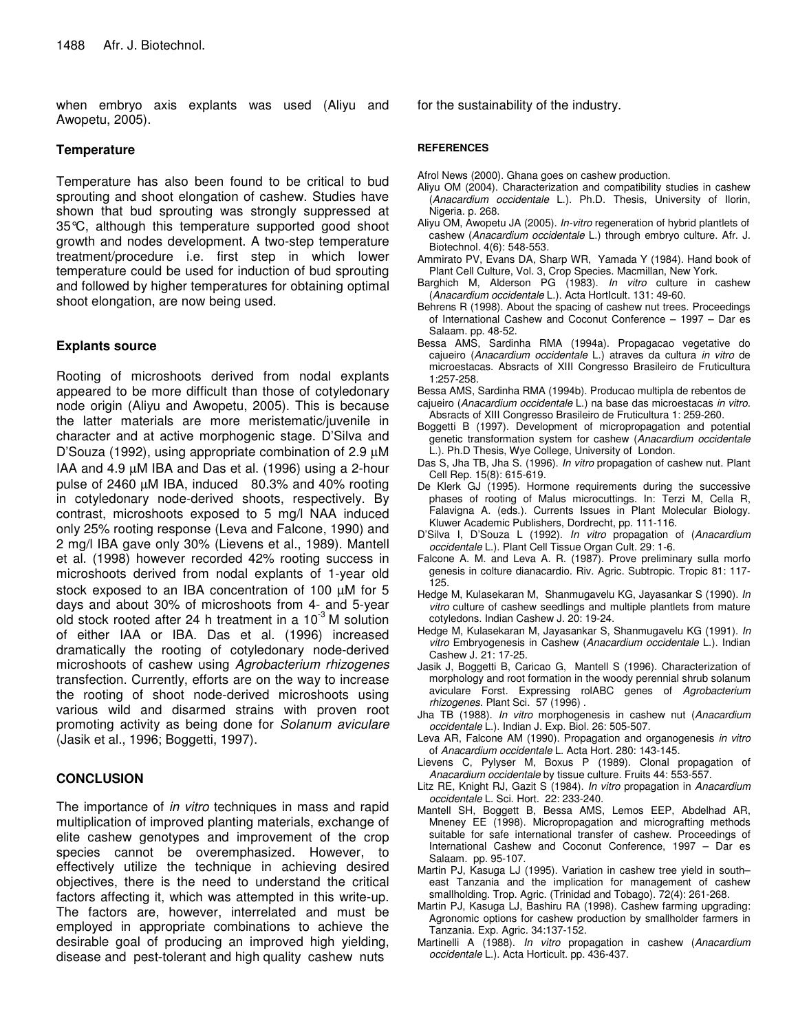when embryo axis explants was used (Aliyu and Awopetu, 2005).

### Temperature

Temperature has also been found to be critical to bud sprouting and shoot elongation of cashew. Studies have shown that bud sprouting was strongly suppressed at 35°C, although this temperature supported good shoot growth and nodes development. A two-step temperature treatment/procedure i.e. first step in which lower temperature could be used for induction of bud sprouting and followed by higher temperatures for obtaining optimal shoot elongation, are now being used.

### Explants source

Rooting of microshoots derived from nodal explants appeared to be more difficult than those of cotyledonary node origin (Aliyu and Awopetu, 2005). This is because the latter materials are more meristematic/juvenile in character and at active morphogenic stage. D'Silva and D'Souza (1992), using appropriate combination of 2.9 μM IAA and 4.9 μM IBA and Das et al. (1996) using a 2-hour pulse of 2460 μM IBA, induced 80.3% and 40% rooting in cotyledonary node-derived shoots, respectively. By contrast, microshoots exposed to 5 mg/l NAA induced only 25% rooting response (Leva and Falcone, 1990) and 2 mg/l IBA gave only 30% (Lievens et al., 1989). Mantell et al. (1998) however recorded 42% rooting success in microshoots derived from nodal explants of 1-year old stock exposed to an IBA concentration of 100 μM for 5 days and about 30% of microshoots from 4- and 5-year old stock rooted after 24 h treatment in a $10^{-3}$ M solution of either IAA or IBA. Das et al. (1996) increased dramatically the rooting of cotyledonary node-derived microshoots of cashew using *Agrobacterium rhizogenes* transfection. Currently, efforts are on the way to increase the rooting of shoot node-derived microshoots using various wild and disarmed strains with proven root promoting activity as being done for *Solanum aviculare* (Jasik et al., 1996; Boggetti, 1997).

## CONCLUSION

The importance of *in vitro* techniques in mass and rapid multiplication of improved planting materials, exchange of elite cashew genotypes and improvement of the crop species cannot be overemphasized. However, to effectively utilize the technique in achieving desired objectives, there is the need to understand the critical factors affecting it, which was attempted in this write-up. The factors are, however, interrelated and must be employed in appropriate combinations to achieve the desirable goal of producing an improved high yielding, disease and pest-tolerant and high quality cashew nuts for the sustainability of the industry.

## REFERENCES

Afrol News (2000). Ghana goes on cashew production.

Aliyu OM (2004). Characterization and compatibility studies in cashew (*Anacardium occidentale* L.). Ph.D. Thesis, University of Ilorin, Nigeria. p. 268.

Aliyu OM, Awopetu JA (2005). *In-vitro* regeneration of hybrid plantlets of cashew (*Anacardium occidentale* L.) through embryo culture. Afr. J. Biotechnol. 4(6): 548-553.

Ammirato PV, Evans DA, Sharp WR, Yamada Y (1984). Hand book of Plant Cell Culture, Vol. 3, Crop Species. Macmillan, New York.

Barghich M, Alderson PG (1983). *In vitro* culture in cashew (*Anacardium occidentale* L.). Acta Hortlcult. 131: 49-60.

Behrens R (1998). About the spacing of cashew nut trees. Proceedings of International Cashew and Coconut Conference – 1997 – Dar es Salaam. pp. 48-52.

Bessa AMS, Sardinha RMA (1994a). Propagacao vegetative do cajueiro (*Anacardium occidentale* L.) atraves da cultura *in vitro* de microestacas. Absracts of XIII Congresso Brasileiro de Fruticultura 1:257-258.

Bessa AMS, Sardinha RMA (1994b). Producao multipla de rebentos de cajueiro (*Anacardium occidentale* L.) na base das microestacas *in vitro*. Absracts of XIII Congresso Brasileiro de Fruticultura 1: 259-260.

Boggetti B (1997). Development of micropropagation and potential genetic transformation system for cashew (*Anacardium occidentale* L.). Ph.D Thesis, Wye College, University of London.

Das S, Jha TB, Jha S. (1996). *In vitro* propagation of cashew nut. Plant Cell Rep. 15(8): 615-619.

De Klerk GJ (1995). Hormone requirements during the successive phases of rooting of Malus microcuttings. In: Terzi M, Cella R, Falavigna A. (eds.). Currents Issues in Plant Molecular Biology. Kluwer Academic Publishers, Dordrecht, pp. 111-116.

D'Silva I, D'Souza L (1992). *In vitro* propagation of (*Anacardium occidentale* L.). Plant Cell Tissue Organ Cult. 29: 1-6.

Falcone A. M. and Leva A. R. (1987). Prove preliminary sulla morfo genesis in colture dianacardio. Riv. Agric. Subtropic. Tropic 81: 117-125.

Hedge M, Kulasekaran M, Shanmugavelu KG, Jayasankar S (1990). *In vitro* culture of cashew seedlings and multiple plantlets from mature cotyledons. Indian Cashew J. 20: 19-24.

Hedge M, Kulasekaran M, Jayasankar S, Shanmugavelu KG (1991). *In vitro* Embryogenesis in Cashew (*Anacardium occidentale* L.). Indian Cashew J. 21: 17-25.

Jasik J, Boggetti B, Caricao G, Mantell S (1996). Characterization of morphology and root formation in the woody perennial shrub solanum aviculare Forst. Expressing rolABC genes of *Agrobacterium rhizogenes*. Plant Sci. 57 (1996) .

Jha TB (1988). *In vitro* morphogenesis in cashew nut (*Anacardium occidentale* L.). Indian J. Exp. Biol. 26: 505-507.

Leva AR, Falcone AM (1990). Propagation and organogenesis *in vitro* of *Anacardium occidentale* L. Acta Hort. 280: 143-145.

Lievens C, Pylyser M, Boxus P (1989). Clonal propagation of *Anacardium occidentale* by tissue culture. Fruits 44: 553-557.

Litz RE, Knight RJ, Gazit S (1984). *In vitro* propagation in *Anacardium occidentale* L. Sci. Hort. 22: 233-240.

Mantell SH, Boggett B, Bessa AMS, Lemos EEP, Abdelhad AR, Mneney EE (1998). Micropropagation and micrografting methods suitable for safe international transfer of cashew. Proceedings of International Cashew and Coconut Conference, 1997 – Dar es Salaam. pp. 95-107.

Martin PJ, Kasuga LJ (1995). Variation in cashew tree yield in south–east Tanzania and the implication for management of cashew smallholding. Trop. Agric. (Trinidad and Tobago). 72(4): 261-268.

Martin PJ, Kasuga LJ, Bashiru RA (1998). Cashew farming upgrading: Agronomic options for cashew production by smallholder farmers in Tanzania. Exp. Agric. 34:137-152.

Martinelli A (1988). *In vitro* propagation in cashew (*Anacardium occidentale* L.). Acta Horticult. pp. 436-437.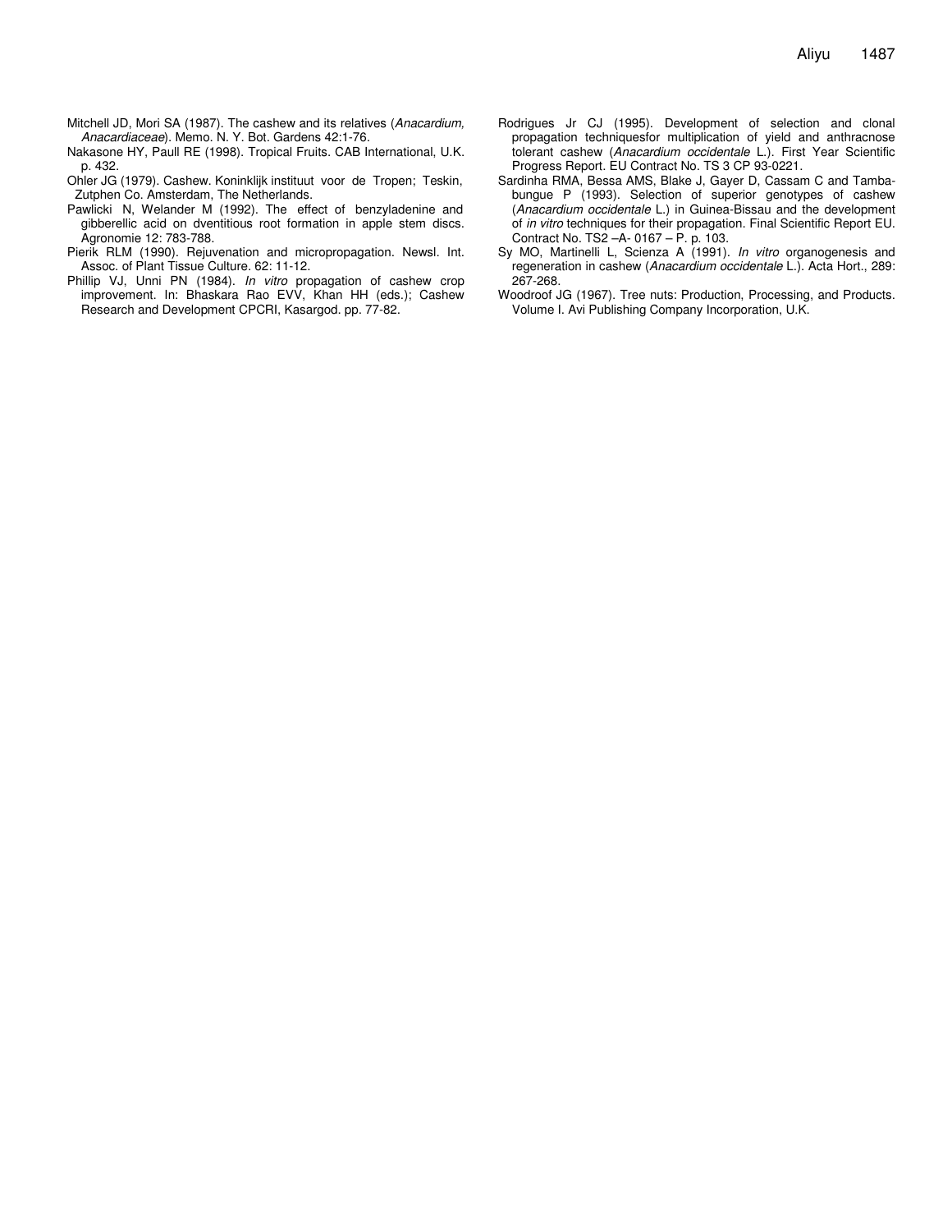Mitchell JD, Mori SA (1987). The cashew and its relatives (*Anacardium, Anacardiaceae*). Memo. N. Y. Bot. Gardens 42:1-76.

Nakasone HY, Paull RE (1998). Tropical Fruits. CAB International, U.K. p. 432.

Ohler JG (1979). Cashew. Koninklijk instituut voor de Tropen; Teskin, Zutphen Co. Amsterdam, The Netherlands.

Pawlicki N, Welander M (1992). The effect of benzyladenine and gibberellic acid on dventitious root formation in apple stem discs. Agronomie 12: 783-788.

Pierik RLM (1990). Rejuvenation and micropropagation. Newsl. Int. Assoc. of Plant Tissue Culture. 62: 11-12.

Phillip VJ, Unni PN (1984). *In vitro* propagation of cashew crop improvement. In: Bhaskara Rao EVV, Khan HH (eds.); Cashew Research and Development CPCRI, Kasargod. pp. 77-82.

Rodrigues Jr CJ (1995). Development of selection and clonal propagation techniquesfor multiplication of yield and anthracnose tolerant cashew (*Anacardium occidentale* L.). First Year Scientific Progress Report. EU Contract No. TS 3 CP 93-0221.

Sardinha RMA, Bessa AMS, Blake J, Gayer D, Cassam C and Tamba-bungue P (1993). Selection of superior genotypes of cashew (*Anacardium occidentale* L.) in Guinea-Bissau and the development of *in vitro* techniques for their propagation. Final Scientific Report EU. Contract No. TS2 –A- 0167 – P. p. 103.

Sy MO, Martinelli L, Scienza A (1991). *In vitro* organogenesis and regeneration in cashew (*Anacardium occidentale* L.). Acta Hort., 289: 267-268.

Woodroof JG (1967). Tree nuts: Production, Processing, and Products. Volume I. Avi Publishing Company Incorporation, U.K.